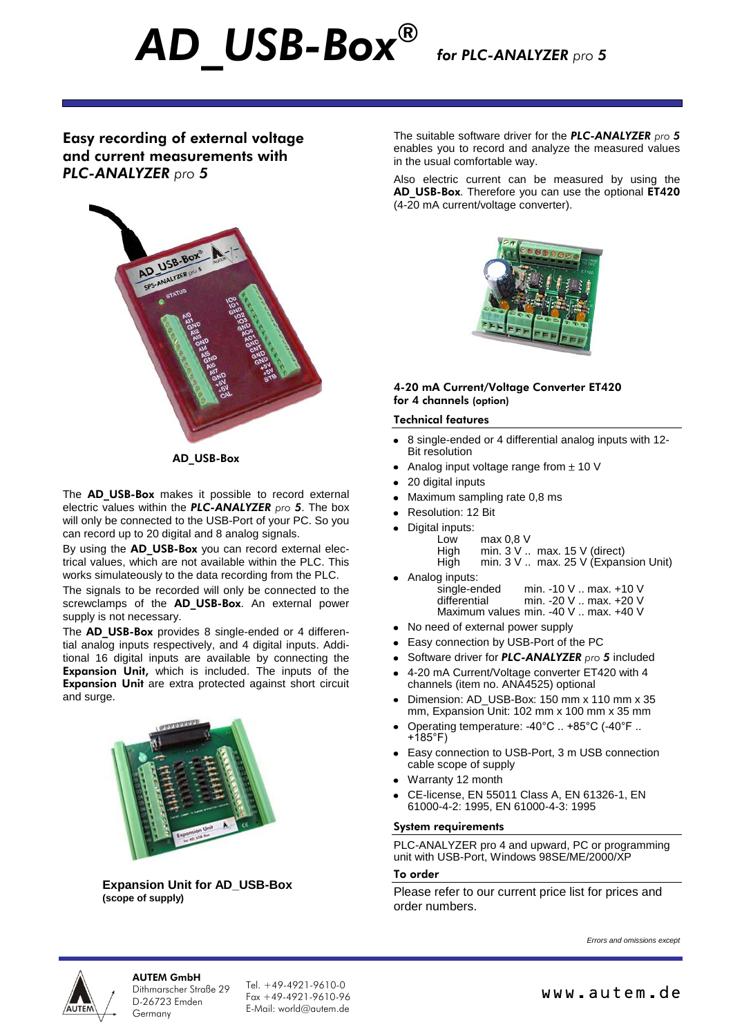# AD_USB-Box® *for PLC-ANALYZER pro 5*

## Easy recording of external voltage and current measurements with *PLC-ANALYZER pro 5*

AD_USB-Box

The **AD_USB-Box** makes it possible to record external electric values within the ***PLC-ANALYZER** pro **5***. The box will only be connected to the USB-Port of your PC. So you can record up to 20 digital and 8 analog signals.

By using the **AD_USB-Box** you can record external electrical values, which are not available within the PLC. This works simulateously to the data recording from the PLC.

The signals to be recorded will only be connected to the screwclamps of the **AD_USB-Box**. An external power supply is not necessary.

The **AD_USB-Box** provides 8 single-ended or 4 differential analog inputs respectively, and 4 digital inputs. Additional 16 digital inputs are available by connecting the **Expansion Unit,** which is included. The inputs of the **Expansion Unit** are extra protected against short circuit and surge.

**Expansion Unit for AD_USB-Box**
**(scope of supply)**

The suitable software driver for the ***PLC-ANALYZER** pro **5*** enables you to record and analyze the measured values in the usual comfortable way.

Also electric current can be measured by using the **AD_USB-Box**. Therefore you can use the optional **ET420** (4-20 mA current/voltage converter).

**4-20 mA Current/Voltage Converter ET420 for 4 channels (option)**

### Technical features

- 8 single-ended or 4 differential analog inputs with 12-Bit resolution
- Analog input voltage range from ± 10 V
- 20 digital inputs
- Maximum sampling rate 0,8 ms
- Resolution: 12 Bit
- Digital inputs:
  - Low max 0,8 V
  - High min. 3 V .. max. 15 V (direct)
  - High min. 3 V .. max. 25 V (Expansion Unit)
- Analog inputs:
  - single-ended min. -10 V .. max. +10 V
  - differential min. -20 V .. max. +20 V
  - Maximum values min. -40 V .. max. +40 V
- No need of external power supply
- Easy connection by USB-Port of the PC
- Software driver for ***PLC-ANALYZER** pro **5*** included
- 4-20 mA Current/Voltage converter ET420 with 4 channels (item no. ANA4525) optional
- Dimension: AD_USB-Box: 150 mm x 110 mm x 35 mm, Expansion Unit: 102 mm x 100 mm x 35 mm
- Operating temperature: -40°C .. +85°C (-40°F .. +185°F)
- Easy connection to USB-Port, 3 m USB connection cable scope of supply
- Warranty 12 month
- CE-license, EN 55011 Class A, EN 61326-1, EN 61000-4-2: 1995, EN 61000-4-3: 1995

### System requirements

PLC-ANALYZER pro 4 and upward, PC or programming unit with USB-Port, Windows 98SE/ME/2000/XP

### To order

Please refer to our current price list for prices and order numbers.

*Errors and omissions except*

**AUTEM GmbH**
Dithmarscher Straße 29
D-26723 Emden
Germany

Tel. +49-4921-9610-0
Fax +49-4921-9610-96
E-Mail: world@autem.de

www.autem.de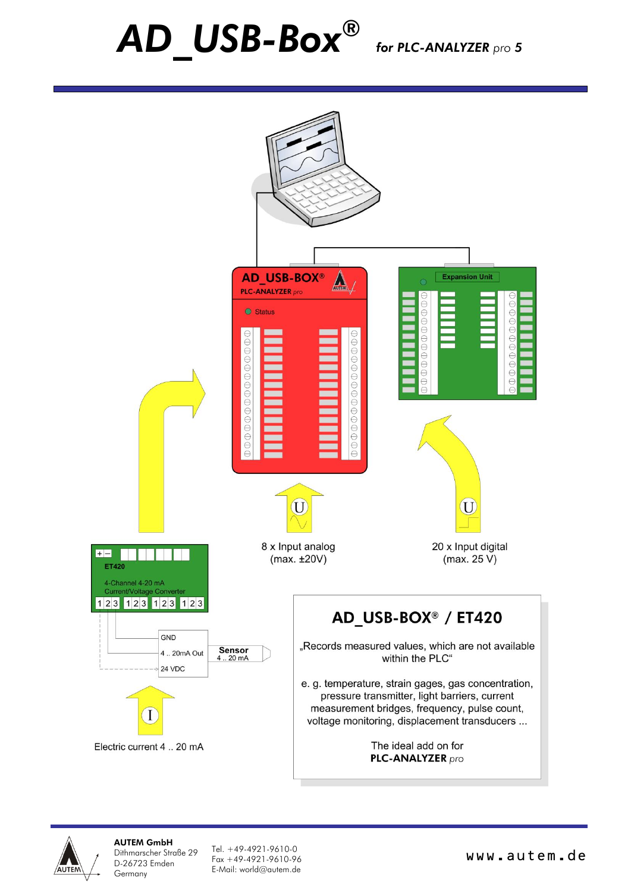# AD_USB-Box® *for PLC-ANALYZER pro 5*

AD_USB-BOX®
PLC-ANALYZER *pro*

Status

Expansion Unit

8 x Input analog
(max. ±20V)

20 x Input digital
(max. 25 V)

ET420

4-Channel 4-20 mA
Current/Voltage Converter

1 2 3 1 2 3 1 2 3 1 2 3

GND

4 .. 20mA Out

24 VDC

Sensor
4 .. 20 mA

Electric current 4 .. 20 mA

## AD_USB-BOX® / ET420

„Records measured values, which are not available within the PLC“

e. g. temperature, strain gages, gas concentration, pressure transmitter, light barriers, current measurement bridges, frequency, pulse count, voltage monitoring, displacement transducers ...

The ideal add on for
**PLC-ANALYZER** *pro*

**AUTEM GmbH**
Dithmarscher Straße 29
D-26723 Emden
Germany

Tel. +49-4921-9610-0
Fax +49-4921-9610-96
E-Mail: world@autem.de

www.autem.de